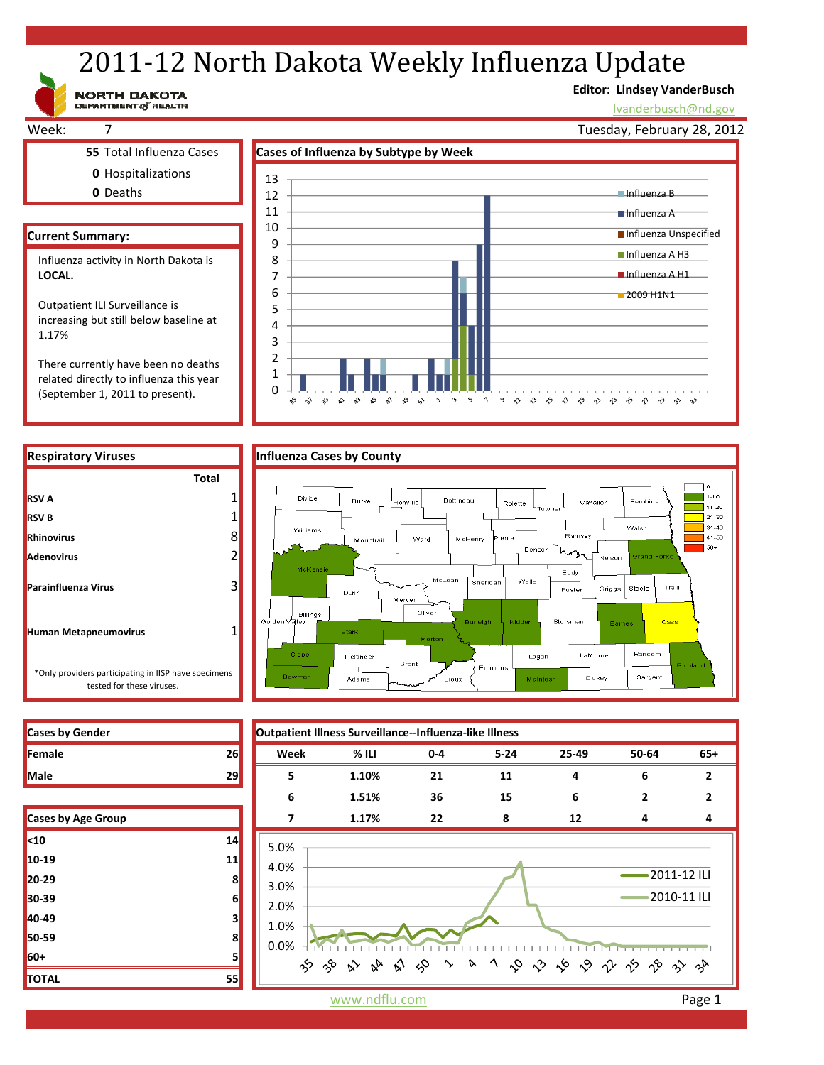# 2011-12 North Dakota Weekly Influenza Update

NORTH DAKOTA DEPARTMENT of HEALTH

**Editor: Lindsey VanderBusch**
lvanderbusch@nd.gov

Week: 7 — Tuesday, February 28, 2012

**55** Total Influenza Cases
**0** Hospitalizations
**0** Deaths

## Current Summary:

Influenza activity in North Dakota is **LOCAL.**

Outpatient ILI Surveillance is increasing but still below baseline at 1.17%

There currently have been no deaths related directly to influenza this year (September 1, 2011 to present).

## Cases of Influenza by Subtype by Week

Legend: Influenza B, Influenza A, Influenza Unspecified, Influenza A H3, Influenza A H1, 2009 H1N1

## Respiratory Viruses

| | Total |
|---|---|
| **RSV A** | 1 |
| **RSV B** | 1 |
| **Rhinovirus** | 8 |
| **Adenovirus** | 2 |
| **Parainfluenza Virus** | 3 |
| **Human Metapneumovirus** | 1 |

*Only providers participating in IISP have specimens tested for these viruses.

## Influenza Cases by County

Legend: 0, 1-10, 11-20, 21-30, 31-40, 41-50, 50+

## Cases by Gender

| | |
|---|---|
| **Female** | 26 |
| **Male** | 29 |

## Cases by Age Group

| | |
|---|---|
| **<10** | 14 |
| **10-19** | 11 |
| **20-29** | 8 |
| **30-39** | 6 |
| **40-49** | 3 |
| **50-59** | 8 |
| **60+** | 5 |
| **TOTAL** | 55 |

## Outpatient Illness Surveillance--Influenza-like Illness

| Week | % ILI | 0-4 | 5-24 | 25-49 | 50-64 | 65+ |
|---|---|---|---|---|---|---|
| 5 | 1.10% | 21 | 11 | 4 | 6 | 2 |
| 6 | 1.51% | 36 | 15 | 6 | 2 | 2 |
| 7 | 1.17% | 22 | 8 | 12 | 4 | 4 |

Legend: 2011-12 ILI, 2010-11 ILI

www.ndflu.com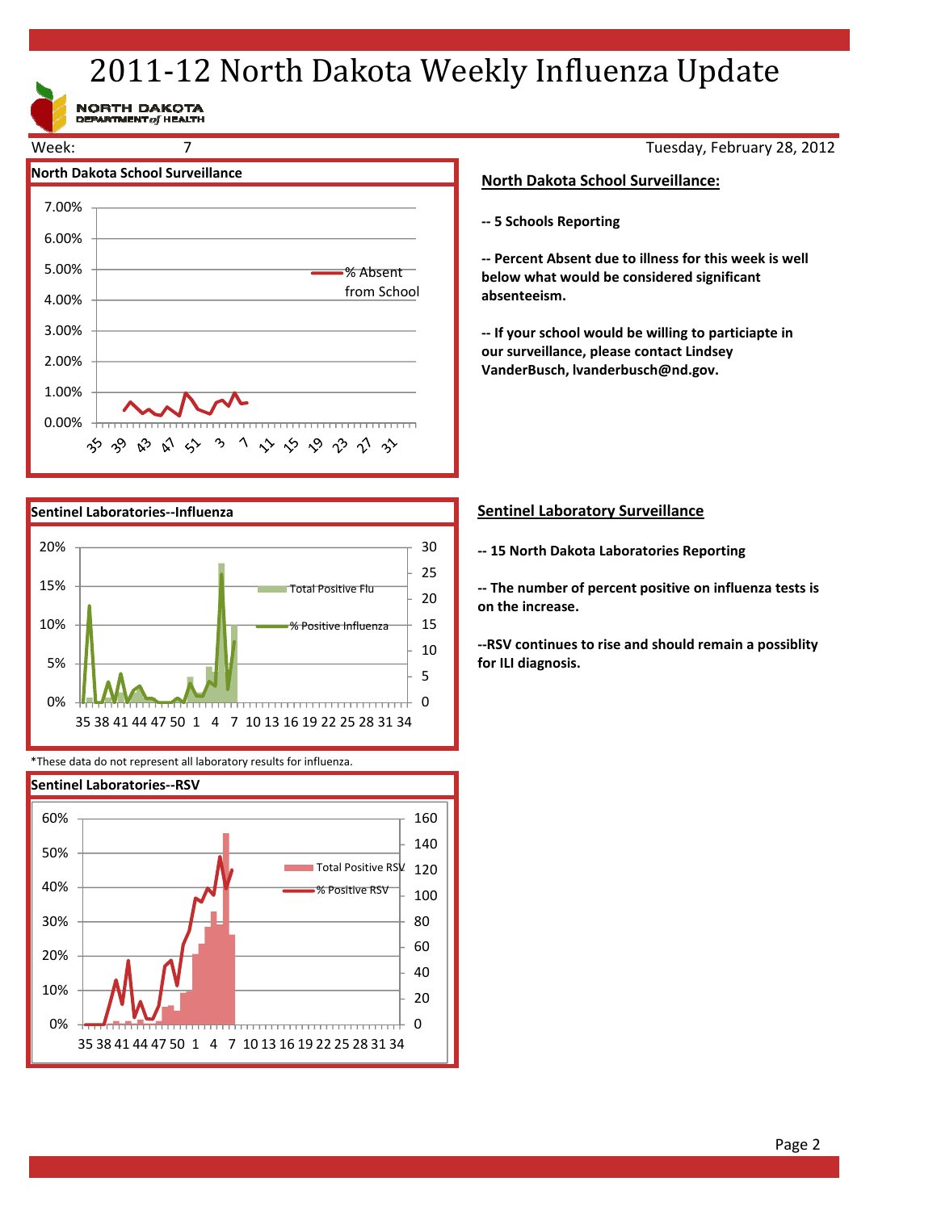# 2011-12 North Dakota Weekly Influenza Update

Week: 7

Tuesday, February 28, 2012

**North Dakota School Surveillance**

## North Dakota School Surveillance:

**-- 5 Schools Reporting**

**-- Percent Absent due to illness for this week is well below what would be considered significant absenteeism.**

**-- If your school would be willing to particiapte in our surveillance, please contact Lindsey VanderBusch, lvanderbusch@nd.gov.**

**Sentinel Laboratories--Influenza**

*These data do not represent all laboratory results for influenza.

**Sentinel Laboratories--RSV**

## Sentinel Laboratory Surveillance

**-- 15 North Dakota Laboratories Reporting**

**-- The number of percent positive on influenza tests is on the increase.**

**--RSV continues to rise and should remain a possiblity for ILI diagnosis.**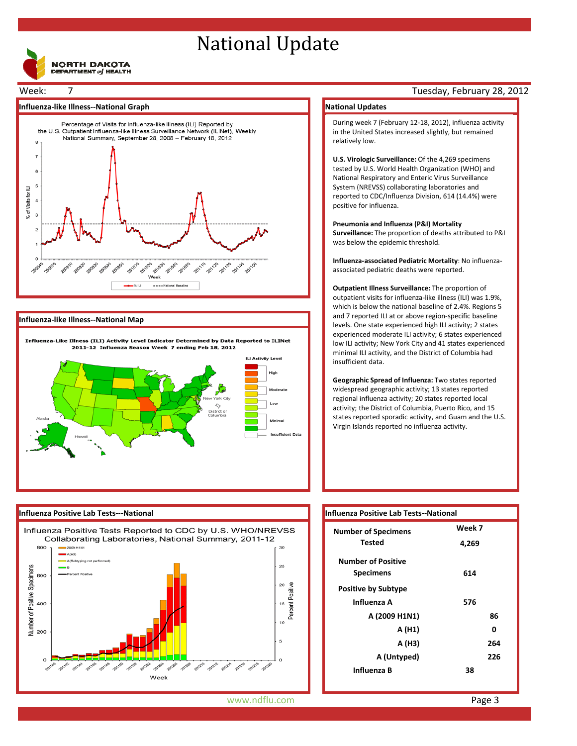# National Update

NORTH DAKOTA DEPARTMENT of HEALTH

Week: 7

Tuesday, February 28, 2012

## Influenza-like Illness--National Graph

Percentage of Visits for Influenza-like Illness (ILI) Reported by the U.S. Outpatient Influenza-like Illness Surveillance Network (ILINet), Weekly National Summary, September 28, 2008 – February 18, 2012

% of Visits for ILI

Week

% ILI

National Baseline

## Influenza-like Illness--National Map

Influenza-Like Illness (ILI) Activity Level Indicator Determined by Data Reported to ILINet
2011-12 Influenza Season Week 7 ending Feb 18, 2012

ILI Activity Level

High

Moderate

Low

Minimal

Insufficient Data

New York City

District of Columbia

Alaska

Hawaii

## National Updates

During week 7 (February 12-18, 2012), influenza activity in the United States increased slightly, but remained relatively low.

**U.S. Virologic Surveillance:** Of the 4,269 specimens tested by U.S. World Health Organization (WHO) and National Respiratory and Enteric Virus Surveillance System (NREVSS) collaborating laboratories and reported to CDC/Influenza Division, 614 (14.4%) were positive for influenza.

**Pneumonia and Influenza (P&I) Mortality Surveillance:** The proportion of deaths attributed to P&I was below the epidemic threshold.

**Influenza-associated Pediatric Mortality**: No influenza-associated pediatric deaths were reported.

**Outpatient Illness Surveillance:** The proportion of outpatient visits for influenza-like illness (ILI) was 1.9%, which is below the national baseline of 2.4%. Regions 5 and 7 reported ILI at or above region-specific baseline levels. One state experienced high ILI activity; 2 states experienced moderate ILI activity; 6 states experienced low ILI activity; New York City and 41 states experienced minimal ILI activity, and the District of Columbia had insufficient data.

**Geographic Spread of Influenza:** Two states reported widespread geographic activity; 13 states reported regional influenza activity; 20 states reported local activity; the District of Columbia, Puerto Rico, and 15 states reported sporadic activity, and Guam and the U.S. Virgin Islands reported no influenza activity.

## Influenza Positive Lab Tests---National

Influenza Positive Tests Reported to CDC by U.S. WHO/NREVSS Collaborating Laboratories, National Summary, 2011-12

Number of Positive Specimens

Percent Positive

Week

2009 H1N1

A(H3)

A(Subtyping not performed)

B

Percent Positive

## Influenza Positive Lab Tests--National

| | Week 7 |
|---|---|
| **Number of Specimens Tested** | **4,269** |
| **Number of Positive Specimens** | **614** |
| **Positive by Subtype** | |
| **Influenza A** | **576** |
| **A (2009 H1N1)** | **86** |
| **A (H1)** | **0** |
| **A (H3)** | **264** |
| **A (Untyped)** | **226** |
| **Influenza B** | **38** |

www.ndflu.com